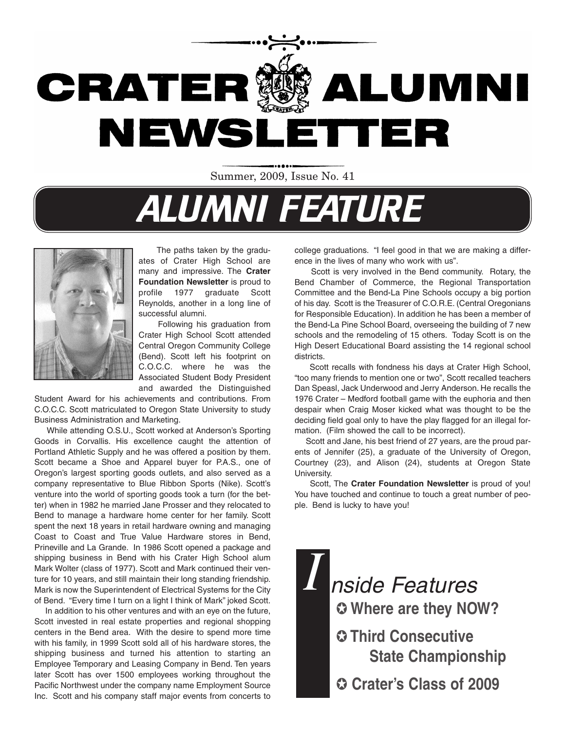# CRATER ALUMNI NEWSLETTER

Summer, 2009, Issue No. 41

## ALUMNI FEATURE

The paths taken by the graduates of Crater High School are many and impressive. The **Crater Foundation Newsletter** is proud to profile 1977 graduate Scott Reynolds, another in a long line of successful alumni.

Following his graduation from Crater High School Scott attended Central Oregon Community College (Bend). Scott left his footprint on C.O.C.C. where he was the Associated Student Body President and awarded the Distinguished Student Award for his achievements and contributions. From C.O.C.C. Scott matriculated to Oregon State University to study Business Administration and Marketing.

While attending O.S.U., Scott worked at Anderson's Sporting Goods in Corvallis. His excellence caught the attention of Portland Athletic Supply and he was offered a position by them. Scott became a Shoe and Apparel buyer for P.A.S., one of Oregon's largest sporting goods outlets, and also served as a company representative to Blue Ribbon Sports (Nike). Scott's venture into the world of sporting goods took a turn (for the better) when in 1982 he married Jane Prosser and they relocated to Bend to manage a hardware home center for her family. Scott spent the next 18 years in retail hardware owning and managing Coast to Coast and True Value Hardware stores in Bend, Prineville and La Grande. In 1986 Scott opened a package and shipping business in Bend with his Crater High School alum Mark Wolter (class of 1977). Scott and Mark continued their venture for 10 years, and still maintain their long standing friendship. Mark is now the Superintendent of Electrical Systems for the City of Bend. "Every time I turn on a light I think of Mark" joked Scott.

In addition to his other ventures and with an eye on the future, Scott invested in real estate properties and regional shopping centers in the Bend area. With the desire to spend more time with his family, in 1999 Scott sold all of his hardware stores, the shipping business and turned his attention to starting an Employee Temporary and Leasing Company in Bend. Ten years later Scott has over 1500 employees working throughout the Pacific Northwest under the company name Employment Source Inc. Scott and his company staff major events from concerts to college graduations. "I feel good in that we are making a difference in the lives of many who work with us".

Scott is very involved in the Bend community. Rotary, the Bend Chamber of Commerce, the Regional Transportation Committee and the Bend-La Pine Schools occupy a big portion of his day. Scott is the Treasurer of C.O.R.E. (Central Oregonians for Responsible Education). In addition he has been a member of the Bend-La Pine School Board, overseeing the building of 7 new schools and the remodeling of 15 others. Today Scott is on the High Desert Educational Board assisting the 14 regional school districts.

Scott recalls with fondness his days at Crater High School, "too many friends to mention one or two", Scott recalled teachers Dan Speasl, Jack Underwood and Jerry Anderson. He recalls the 1976 Crater – Medford football game with the euphoria and then despair when Craig Moser kicked what was thought to be the deciding field goal only to have the play flagged for an illegal formation. (Film showed the call to be incorrect).

Scott and Jane, his best friend of 27 years, are the proud parents of Jennifer (25), a graduate of the University of Oregon, Courtney (23), and Alison (24), students at Oregon State University.

Scott, The **Crater Foundation Newsletter** is proud of you! You have touched and continue to touch a great number of people. Bend is lucky to have you!

## Inside Features

- **Where are they NOW?**
- **Third Consecutive State Championship**
- **Crater's Class of 2009**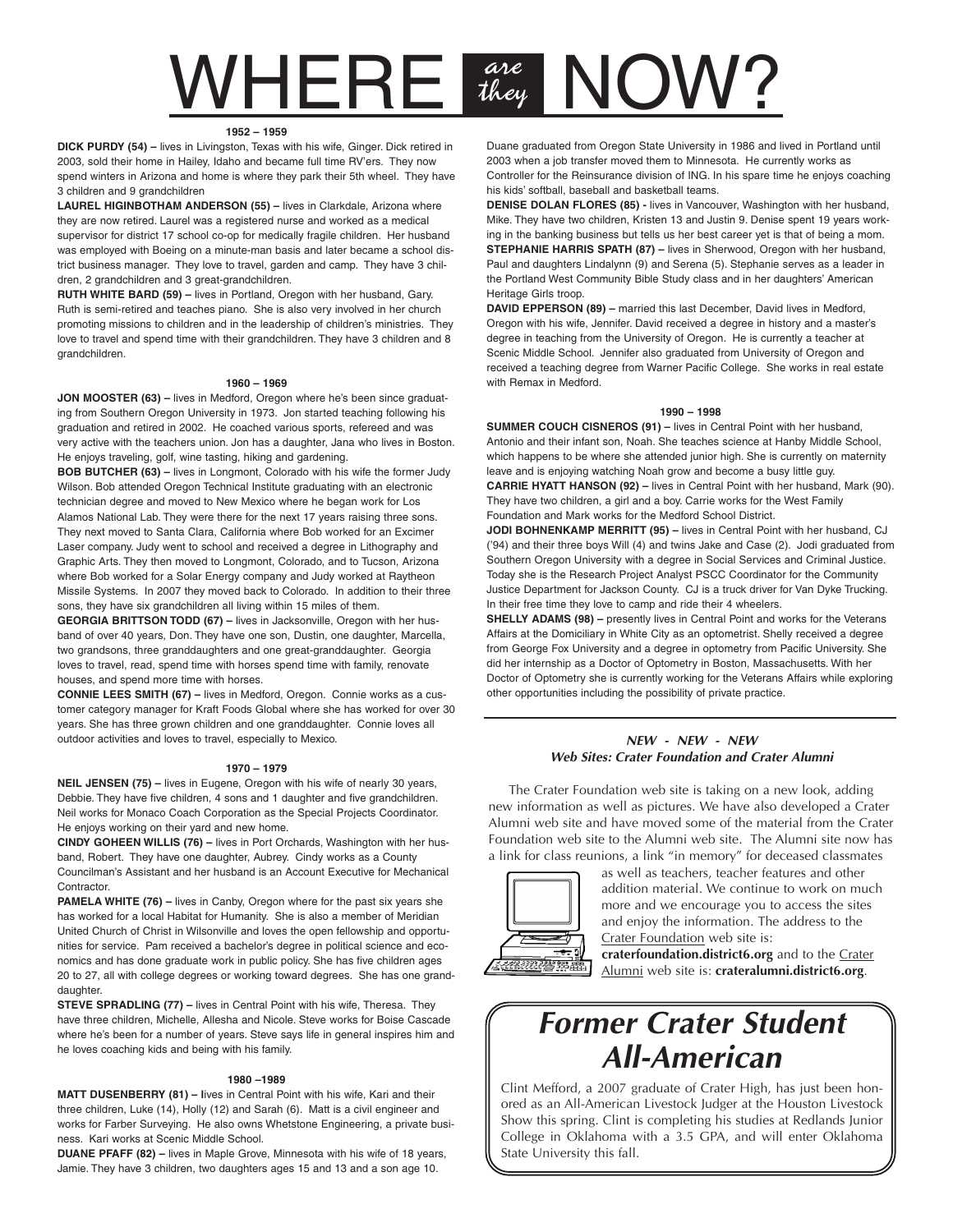# WHERE *are they* NOW?

### 1952 – 1959

**DICK PURDY (54) –** lives in Livingston, Texas with his wife, Ginger. Dick retired in 2003, sold their home in Hailey, Idaho and became full time RV'ers. They now spend winters in Arizona and home is where they park their 5th wheel. They have 3 children and 9 grandchildren

**LAUREL HIGINBOTHAM ANDERSON (55) –** lives in Clarkdale, Arizona where they are now retired. Laurel was a registered nurse and worked as a medical supervisor for district 17 school co-op for medically fragile children. Her husband was employed with Boeing on a minute-man basis and later became a school district business manager. They love to travel, garden and camp. They have 3 children, 2 grandchildren and 3 great-grandchildren.

**RUTH WHITE BARD (59) –** lives in Portland, Oregon with her husband, Gary. Ruth is semi-retired and teaches piano. She is also very involved in her church promoting missions to children and in the leadership of children's ministries. They love to travel and spend time with their grandchildren. They have 3 children and 8 grandchildren.

### 1960 – 1969

**JON MOOSTER (63) –** lives in Medford, Oregon where he's been since graduating from Southern Oregon University in 1973. Jon started teaching following his graduation and retired in 2002. He coached various sports, refereed and was very active with the teachers union. Jon has a daughter, Jana who lives in Boston. He enjoys traveling, golf, wine tasting, hiking and gardening.

**BOB BUTCHER (63) –** lives in Longmont, Colorado with his wife the former Judy Wilson. Bob attended Oregon Technical Institute graduating with an electronic technician degree and moved to New Mexico where he began work for Los Alamos National Lab. They were there for the next 17 years raising three sons. They next moved to Santa Clara, California where Bob worked for an Excimer Laser company. Judy went to school and received a degree in Lithography and Graphic Arts. They then moved to Longmont, Colorado, and to Tucson, Arizona where Bob worked for a Solar Energy company and Judy worked at Raytheon Missile Systems. In 2007 they moved back to Colorado. In addition to their three sons, they have six grandchildren all living within 15 miles of them.

**GEORGIA BRITTSON TODD (67) –** lives in Jacksonville, Oregon with her husband of over 40 years, Don. They have one son, Dustin, one daughter, Marcella, two grandsons, three granddaughters and one great-granddaughter. Georgia loves to travel, read, spend time with horses spend time with family, renovate houses, and spend more time with horses.

**CONNIE LEES SMITH (67) –** lives in Medford, Oregon. Connie works as a customer category manager for Kraft Foods Global where she has worked for over 30 years. She has three grown children and one granddaughter. Connie loves all outdoor activities and loves to travel, especially to Mexico.

### 1970 – 1979

**NEIL JENSEN (75) –** lives in Eugene, Oregon with his wife of nearly 30 years, Debbie. They have five children, 4 sons and 1 daughter and five grandchildren. Neil works for Monaco Coach Corporation as the Special Projects Coordinator. He enjoys working on their yard and new home.

**CINDY GOHEEN WILLIS (76) –** lives in Port Orchards, Washington with her husband, Robert. They have one daughter, Aubrey. Cindy works as a County Councilman's Assistant and her husband is an Account Executive for Mechanical Contractor.

**PAMELA WHITE (76) –** lives in Canby, Oregon where for the past six years she has worked for a local Habitat for Humanity. She is also a member of Meridian United Church of Christ in Wilsonville and loves the open fellowship and opportunities for service. Pam received a bachelor's degree in political science and economics and has done graduate work in public policy. She has five children ages 20 to 27, all with college degrees or working toward degrees. She has one granddaughter.

**STEVE SPRADLING (77) –** lives in Central Point with his wife, Theresa. They have three children, Michelle, Allesha and Nicole. Steve works for Boise Cascade where he's been for a number of years. Steve says life in general inspires him and he loves coaching kids and being with his family.

### 1980 –1989

**MATT DUSENBERRY (81) –** lives in Central Point with his wife, Kari and their three children, Luke (14), Holly (12) and Sarah (6). Matt is a civil engineer and works for Farber Surveying. He also owns Whetstone Engineering, a private business. Kari works at Scenic Middle School.

**DUANE PFAFF (82) –** lives in Maple Grove, Minnesota with his wife of 18 years, Jamie. They have 3 children, two daughters ages 15 and 13 and a son age 10. Duane graduated from Oregon State University in 1986 and lived in Portland until 2003 when a job transfer moved them to Minnesota. He currently works as Controller for the Reinsurance division of ING. In his spare time he enjoys coaching his kids' softball, baseball and basketball teams.

**DENISE DOLAN FLORES (85) -** lives in Vancouver, Washington with her husband, Mike. They have two children, Kristen 13 and Justin 9. Denise spent 19 years working in the banking business but tells us her best career yet is that of being a mom.

**STEPHANIE HARRIS SPATH (87) –** lives in Sherwood, Oregon with her husband, Paul and daughters Lindalynn (9) and Serena (5). Stephanie serves as a leader in the Portland West Community Bible Study class and in her daughters' American Heritage Girls troop.

**DAVID EPPERSON (89) –** married this last December, David lives in Medford, Oregon with his wife, Jennifer. David received a degree in history and a master's degree in teaching from the University of Oregon. He is currently a teacher at Scenic Middle School. Jennifer also graduated from University of Oregon and received a teaching degree from Warner Pacific College. She works in real estate with Remax in Medford.

### 1990 – 1998

**SUMMER COUCH CISNEROS (91) –** lives in Central Point with her husband, Antonio and their infant son, Noah. She teaches science at Hanby Middle School, which happens to be where she attended junior high. She is currently on maternity leave and is enjoying watching Noah grow and become a busy little guy.

**CARRIE HYATT HANSON (92) –** lives in Central Point with her husband, Mark (90). They have two children, a girl and a boy. Carrie works for the West Family Foundation and Mark works for the Medford School District.

**JODI BOHNENKAMP MERRITT (95) –** lives in Central Point with her husband, CJ ('94) and their three boys Will (4) and twins Jake and Case (2). Jodi graduated from Southern Oregon University with a degree in Social Services and Criminal Justice. Today she is the Research Project Analyst PSCC Coordinator for the Community Justice Department for Jackson County. CJ is a truck driver for Van Dyke Trucking. In their free time they love to camp and ride their 4 wheelers.

**SHELLY ADAMS (98) –** presently lives in Central Point and works for the Veterans Affairs at the Domiciliary in White City as an optometrist. Shelly received a degree from George Fox University and a degree in optometry from Pacific University. She did her internship as a Doctor of Optometry in Boston, Massachusetts. With her Doctor of Optometry she is currently working for the Veterans Affairs while exploring other opportunities including the possibility of private practice.

---

***NEW - NEW - NEW***
***Web Sites: Crater Foundation and Crater Alumni***

The Crater Foundation web site is taking on a new look, adding new information as well as pictures. We have also developed a Crater Alumni web site and have moved some of the material from the Crater Foundation web site to the Alumni web site. The Alumni site now has a link for class reunions, a link "in memory" for deceased classmates as well as teachers, teacher features and other addition material. We continue to work on much more and we encourage you to access the sites and enjoy the information. The address to the Crater Foundation web site is: **craterfoundation.district6.org** and to the Crater Alumni web site is: **crateralumni.district6.org**.

## *Former Crater Student All-American*

Clint Mefford, a 2007 graduate of Crater High, has just been honored as an All-American Livestock Judger at the Houston Livestock Show this spring. Clint is completing his studies at Redlands Junior College in Oklahoma with a 3.5 GPA, and will enter Oklahoma State University this fall.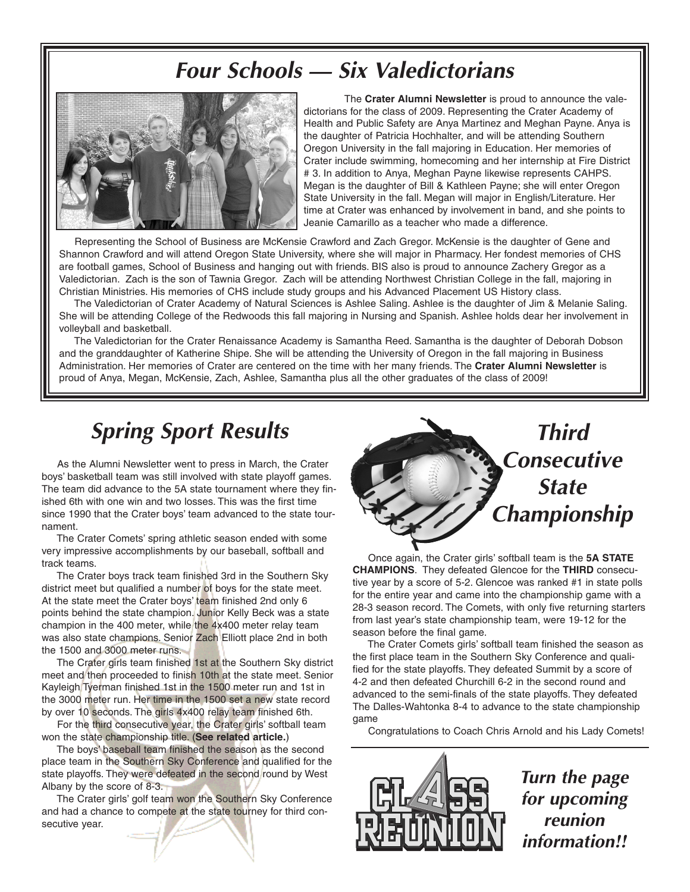# Four Schools — Six Valedictorians

The **Crater Alumni Newsletter** is proud to announce the valedictorians for the class of 2009. Representing the Crater Academy of Health and Public Safety are Anya Martinez and Meghan Payne. Anya is the daughter of Patricia Hochhalter, and will be attending Southern Oregon University in the fall majoring in Education. Her memories of Crater include swimming, homecoming and her internship at Fire District # 3. In addition to Anya, Meghan Payne likewise represents CAHPS. Megan is the daughter of Bill & Kathleen Payne; she will enter Oregon State University in the fall. Megan will major in English/Literature. Her time at Crater was enhanced by involvement in band, and she points to Jeanie Camarillo as a teacher who made a difference.

Representing the School of Business are McKensie Crawford and Zach Gregor. McKensie is the daughter of Gene and Shannon Crawford and will attend Oregon State University, where she will major in Pharmacy. Her fondest memories of CHS are football games, School of Business and hanging out with friends. BIS also is proud to announce Zachery Gregor as a Valedictorian. Zach is the son of Tawnia Gregor. Zach will be attending Northwest Christian College in the fall, majoring in Christian Ministries. His memories of CHS include study groups and his Advanced Placement US History class.

The Valedictorian of Crater Academy of Natural Sciences is Ashlee Saling. Ashlee is the daughter of Jim & Melanie Saling. She will be attending College of the Redwoods this fall majoring in Nursing and Spanish. Ashlee holds dear her involvement in volleyball and basketball.

The Valedictorian for the Crater Renaissance Academy is Samantha Reed. Samantha is the daughter of Deborah Dobson and the granddaughter of Katherine Shipe. She will be attending the University of Oregon in the fall majoring in Business Administration. Her memories of Crater are centered on the time with her many friends. The **Crater Alumni Newsletter** is proud of Anya, Megan, McKensie, Zach, Ashlee, Samantha plus all the other graduates of the class of 2009!

# Spring Sport Results

As the Alumni Newsletter went to press in March, the Crater boys' basketball team was still involved with state playoff games. The team did advance to the 5A state tournament where they finished 6th with one win and two losses. This was the first time since 1990 that the Crater boys' team advanced to the state tournament.

The Crater Comets' spring athletic season ended with some very impressive accomplishments by our baseball, softball and track teams.

The Crater boys track team finished 3rd in the Southern Sky district meet but qualified a number of boys for the state meet. At the state meet the Crater boys' team finished 2nd only 6 points behind the state champion. Junior Kelly Beck was a state champion in the 400 meter, while the 4x400 meter relay team was also state champions. Senior Zach Elliott place 2nd in both the 1500 and 3000 meter runs.

The Crater girls team finished 1st at the Southern Sky district meet and then proceeded to finish 10th at the state meet. Senior Kayleigh Tyerman finished 1st in the 1500 meter run and 1st in the 3000 meter run. Her time in the 1500 set a new state record by over 10 seconds. The girls 4x400 relay team finished 6th.

For the third consecutive year, the Crater girls' softball team won the state championship title. (**See related article.**)

The boys' baseball team finished the season as the second place team in the Southern Sky Conference and qualified for the state playoffs. They were defeated in the second round by West Albany by the score of 8-3.

The Crater girls' golf team won the Southern Sky Conference and had a chance to compete at the state tourney for third consecutive year.

# Third Consecutive State Championship

Once again, the Crater girls' softball team is the **5A STATE CHAMPIONS**. They defeated Glencoe for the **THIRD** consecutive year by a score of 5-2. Glencoe was ranked #1 in state polls for the entire year and came into the championship game with a 28-3 season record. The Comets, with only five returning starters from last year's state championship team, were 19-12 for the season before the final game.

The Crater Comets girls' softball team finished the season as the first place team in the Southern Sky Conference and qualified for the state playoffs. They defeated Summit by a score of 4-2 and then defeated Churchill 6-2 in the second round and advanced to the semi-finals of the state playoffs. They defeated The Dalles-Wahtonka 8-4 to advance to the state championship game

Congratulations to Coach Chris Arnold and his Lady Comets!

CLASS REUNION

*Turn the page for upcoming reunion information!!*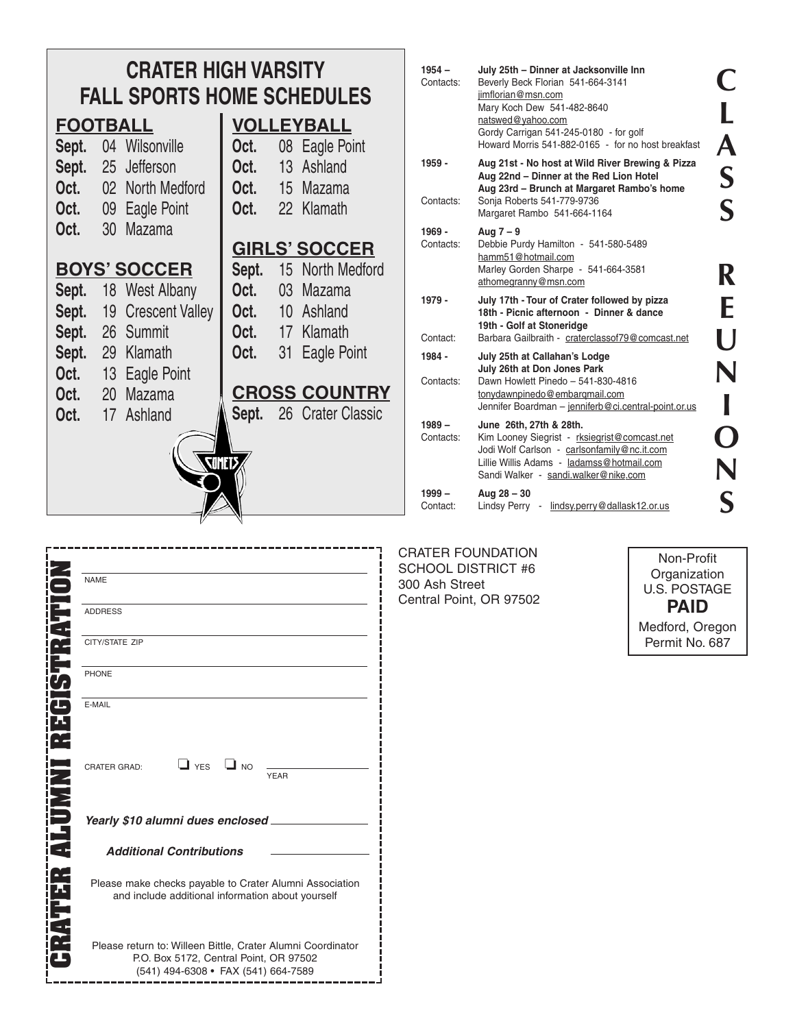# CRATER HIGH VARSITY FALL SPORTS HOME SCHEDULES

## FOOTBALL

| | | |
|---|---|---|
| Sept. | 04 | Wilsonville |
| Sept. | 25 | Jefferson |
| Oct. | 02 | North Medford |
| Oct. | 09 | Eagle Point |
| Oct. | 30 | Mazama |

## BOYS' SOCCER

| | | |
|---|---|---|
| Sept. | 18 | West Albany |
| Sept. | 19 | Crescent Valley |
| Sept. | 26 | Summit |
| Sept. | 29 | Klamath |
| Oct. | 13 | Eagle Point |
| Oct. | 20 | Mazama |
| Oct. | 17 | Ashland |

## VOLLEYBALL

| | | |
|---|---|---|
| Oct. | 08 | Eagle Point |
| Oct. | 13 | Ashland |
| Oct. | 15 | Mazama |
| Oct. | 22 | Klamath |

## GIRLS' SOCCER

| | | |
|---|---|---|
| Sept. | 15 | North Medford |
| Oct. | 03 | Mazama |
| Oct. | 10 | Ashland |
| Oct. | 17 | Klamath |
| Oct. | 31 | Eagle Point |

## CROSS COUNTRY

| | | |
|---|---|---|
| Sept. | 26 | Crater Classic |

COMETS

# CLASS REUNIONS

**1954 –** **July 25th – Dinner at Jacksonville Inn**
Contacts: Beverly Beck Florian 541-664-3141
jimflorian@msn.com
Mary Koch Dew 541-482-8640
natswed@yahoo.com
Gordy Carrigan 541-245-0180 - for golf
Howard Morris 541-882-0165 - for no host breakfast

**1959 -** **Aug 21st - No host at Wild River Brewing & Pizza**
**Aug 22nd – Dinner at the Red Lion Hotel**
**Aug 23rd – Brunch at Margaret Rambo's home**
Contacts: Sonja Roberts 541-779-9736
Margaret Rambo 541-664-1164

**1969 -** **Aug 7 – 9**
Contacts: Debbie Purdy Hamilton - 541-580-5489
hamm51@hotmail.com
Marley Gorden Sharpe - 541-664-3581
athomegranny@msn.com

**1979 -** **July 17th - Tour of Crater followed by pizza**
**18th - Picnic afternoon - Dinner & dance**
**19th - Golf at Stoneridge**
Contact: Barbara Gailbraith - craterclassof79@comcast.net

**1984 -** **July 25th at Callahan's Lodge**
**July 26th at Don Jones Park**
Contacts: Dawn Howlett Pinedo – 541-830-4816
tonydawnpinedo@embarqmail.com
Jennifer Boardman – jenniferb@ci.central-point.or.us

**1989 –** **June 26th, 27th & 28th.**
Contacts: Kim Looney Siegrist - rksiegrist@comcast.net
Jodi Wolf Carlson - carlsonfamily@nc.it.com
Lillie Willis Adams - ladamss@hotmail.com
Sandi Walker - sandi.walker@nike.com

**1999 –** **Aug 28 – 30**
Contact: Lindsy Perry - lindsy.perry@dallask12.or.us

# CRATER ALUMNI REGISTRATION

NAME ______________________

ADDRESS ______________________

CITY/STATE ZIP ______________________

PHONE ______________________

E-MAIL ______________________

CRATER GRAD: ☐ YES ☐ NO ________ YEAR

***Yearly $10 alumni dues enclosed*** ________

***Additional Contributions*** ________

Please make checks payable to Crater Alumni Association and include additional information about yourself

Please return to: Willeen Bittle, Crater Alumni Coordinator
P.O. Box 5172, Central Point, OR 97502
(541) 494-6308 • FAX (541) 664-7589

CRATER FOUNDATION
SCHOOL DISTRICT #6
300 Ash Street
Central Point, OR 97502

Non-Profit
Organization
U.S. POSTAGE
**PAID**
Medford, Oregon
Permit No. 687